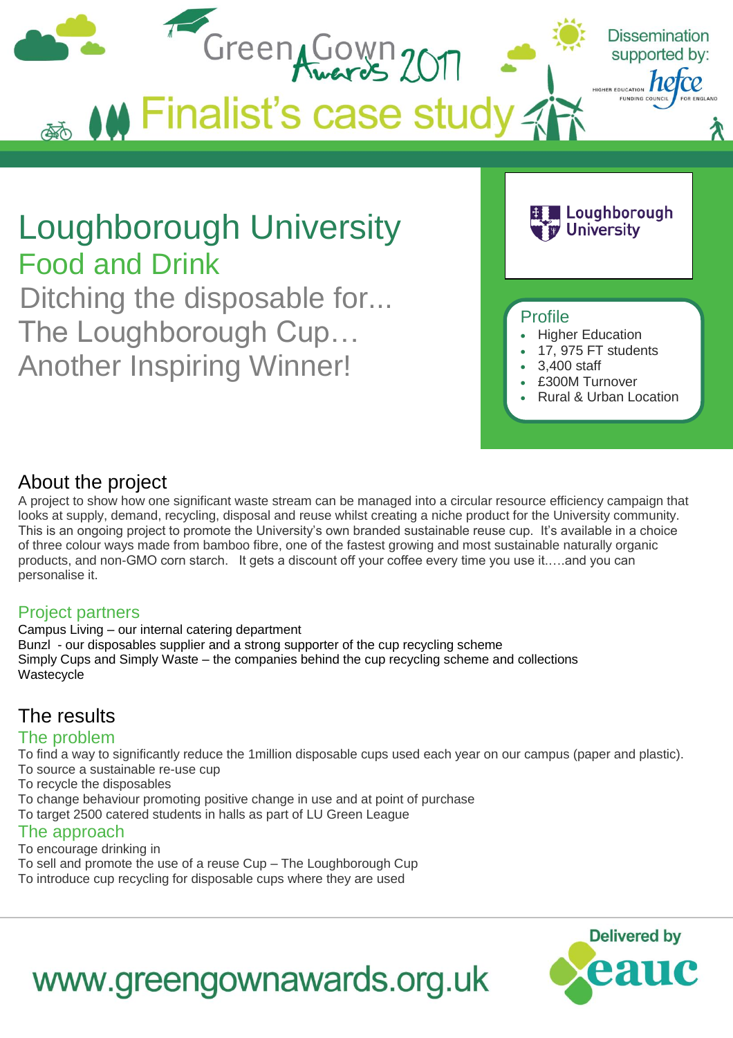Green Gown Awards 2017

Dissemination supported by: hefce

# Finalist's case study

# Loughborough University

## Food and Drink

## Ditching the disposable for... The Loughborough Cup… Another Inspiring Winner!

Loughborough University

### Profile

- Higher Education
- 17, 975 FT students
- 3,400 staff
- £300M Turnover
- Rural & Urban Location

## About the project

A project to show how one significant waste stream can be managed into a circular resource efficiency campaign that looks at supply, demand, recycling, disposal and reuse whilst creating a niche product for the University community. This is an ongoing project to promote the University's own branded sustainable reuse cup. It's available in a choice of three colour ways made from bamboo fibre, one of the fastest growing and most sustainable naturally organic products, and non-GMO corn starch. It gets a discount off your coffee every time you use it.….and you can personalise it.

### Project partners

Campus Living – our internal catering department
Bunzl - our disposables supplier and a strong supporter of the cup recycling scheme
Simply Cups and Simply Waste – the companies behind the cup recycling scheme and collections
Wastecycle

## The results

### The problem

To find a way to significantly reduce the 1million disposable cups used each year on our campus (paper and plastic).
To source a sustainable re-use cup
To recycle the disposables
To change behaviour promoting positive change in use and at point of purchase
To target 2500 catered students in halls as part of LU Green League

### The approach

To encourage drinking in
To sell and promote the use of a reuse Cup – The Loughborough Cup
To introduce cup recycling for disposable cups where they are used

www.greengownawards.org.uk

Delivered by eauc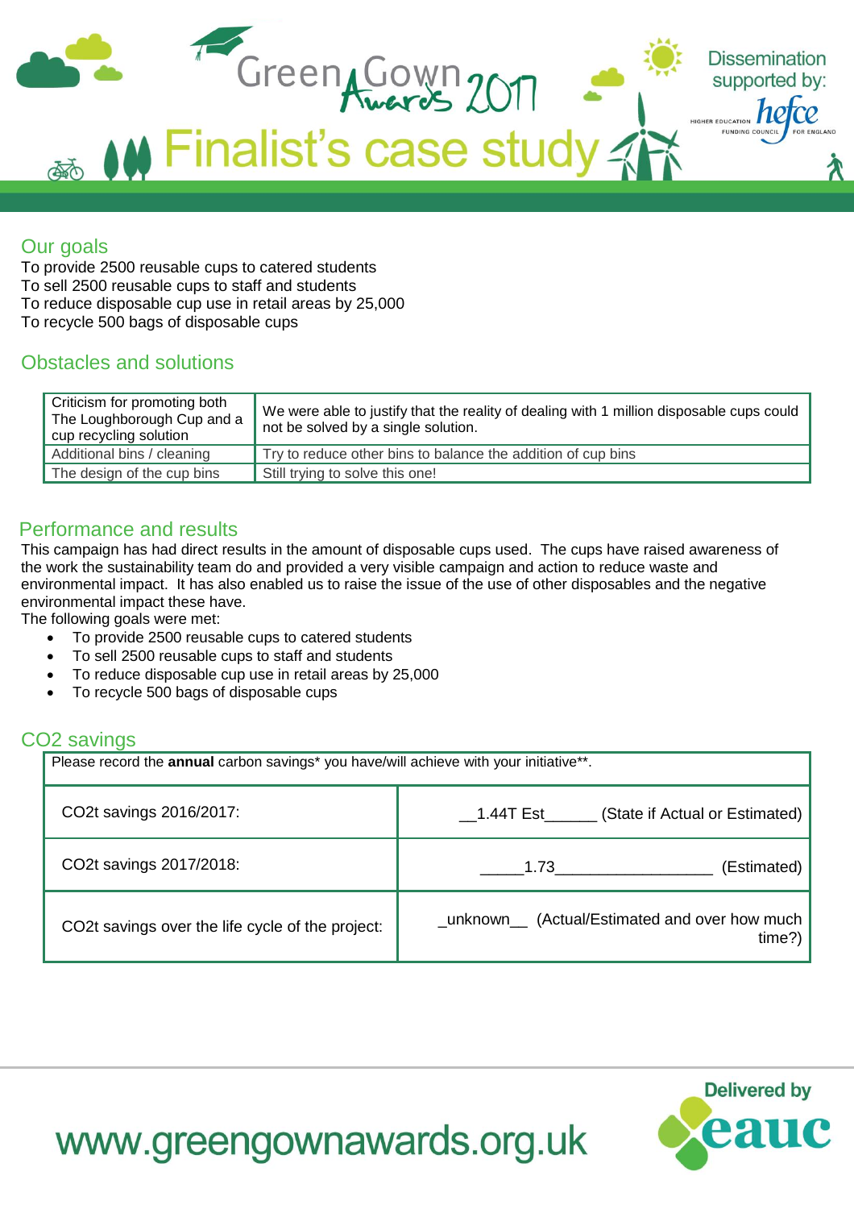# Green Gown Awards 2017

## Finalist's case study

Dissemination supported by: hefce

## Our goals

To provide 2500 reusable cups to catered students
To sell 2500 reusable cups to staff and students
To reduce disposable cup use in retail areas by 25,000
To recycle 500 bags of disposable cups

## Obstacles and solutions

| | |
|---|---|
| Criticism for promoting both The Loughborough Cup and a cup recycling solution | We were able to justify that the reality of dealing with 1 million disposable cups could not be solved by a single solution. |
| Additional bins / cleaning | Try to reduce other bins to balance the addition of cup bins |
| The design of the cup bins | Still trying to solve this one! |

## Performance and results

This campaign has had direct results in the amount of disposable cups used. The cups have raised awareness of the work the sustainability team do and provided a very visible campaign and action to reduce waste and environmental impact. It has also enabled us to raise the issue of the use of other disposables and the negative environmental impact these have.
The following goals were met:

- To provide 2500 reusable cups to catered students
- To sell 2500 reusable cups to staff and students
- To reduce disposable cup use in retail areas by 25,000
- To recycle 500 bags of disposable cups

## $CO_2$ savings

| Please record the **annual** carbon savings* you have/will achieve with your initiative**. | |
|---|---|
| $CO_2$t savings 2016/2017: | __1.44T Est______ (State if Actual or Estimated) |
| $CO_2$t savings 2017/2018: | _____1.73_________________ (Estimated) |
| $CO_2$t savings over the life cycle of the project: | _unknown__ (Actual/Estimated and over how much time?) |

www.greengownawards.org.uk

Delivered by eauc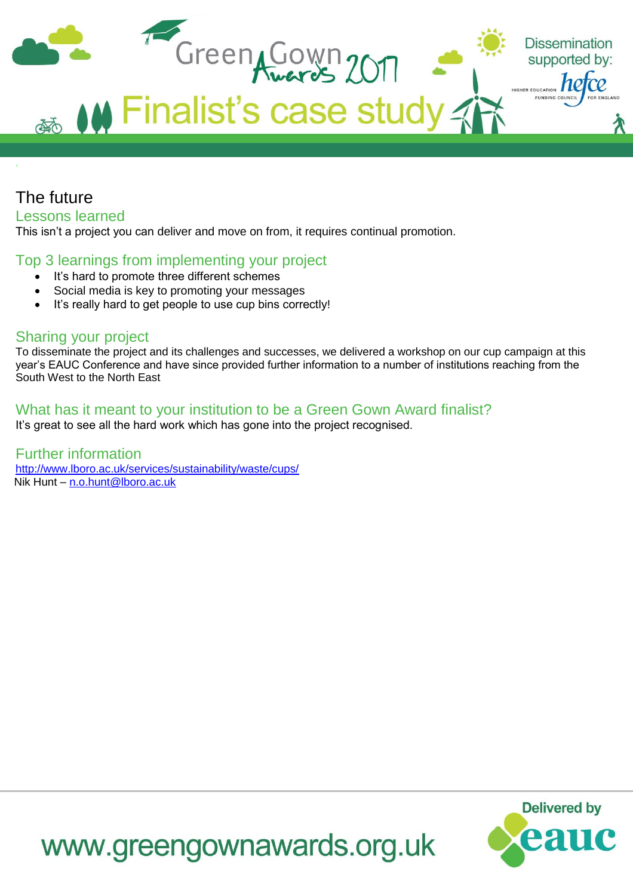## The future

### Lessons learned

This isn't a project you can deliver and move on from, it requires continual promotion.

### Top 3 learnings from implementing your project

- It's hard to promote three different schemes
- Social media is key to promoting your messages
- It's really hard to get people to use cup bins correctly!

### Sharing your project

To disseminate the project and its challenges and successes, we delivered a workshop on our cup campaign at this year's EAUC Conference and have since provided further information to a number of institutions reaching from the South West to the North East

### What has it meant to your institution to be a Green Gown Award finalist?

It's great to see all the hard work which has gone into the project recognised.

### Further information

http://www.lboro.ac.uk/services/sustainability/waste/cups/

Nik Hunt – n.o.hunt@lboro.ac.uk